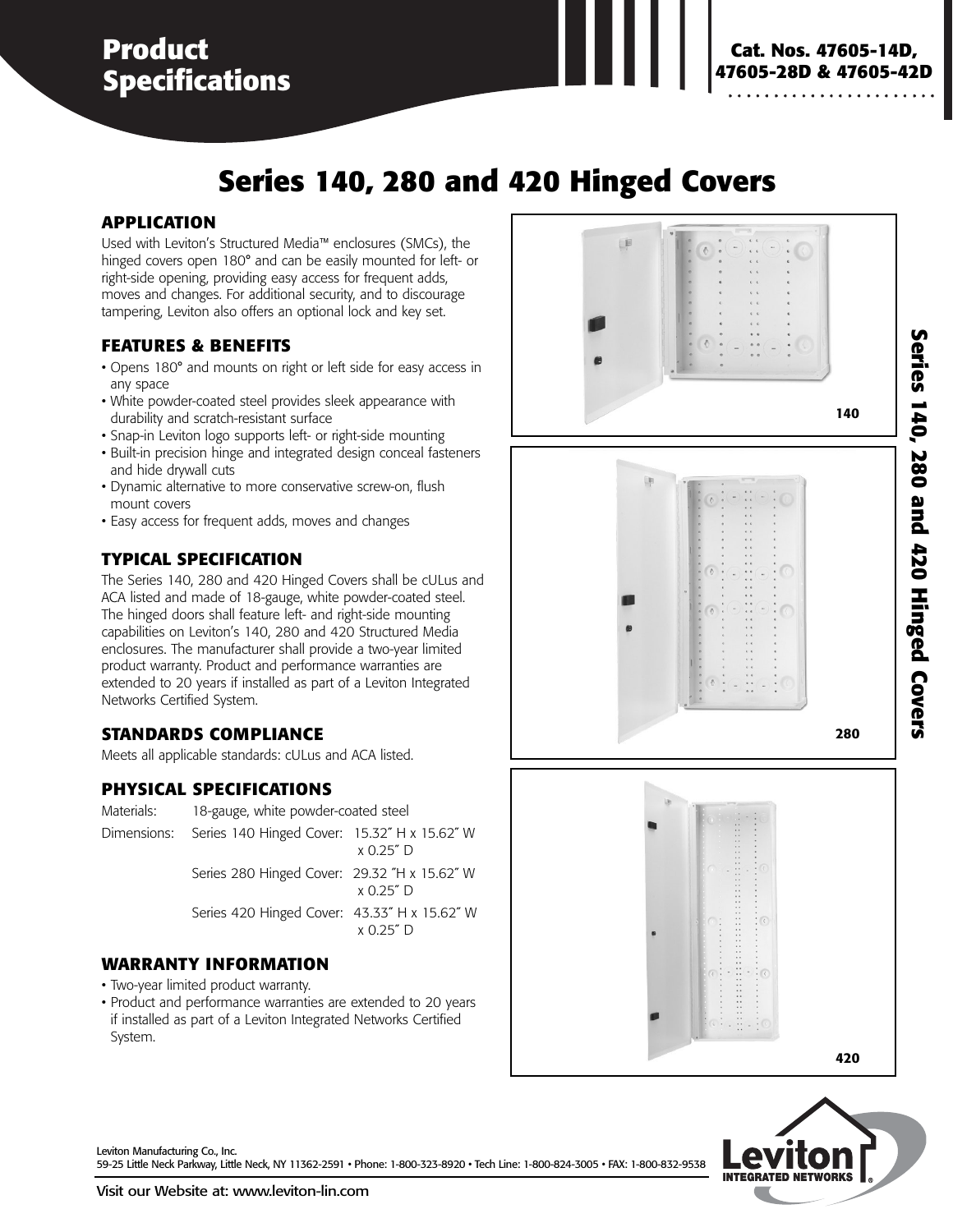# Product Specifications

**Cat. Nos. 47605-14D, 47605-28D & 47605-42D**

## Series 140, 280 and 420 Hinged Covers

### APPLICATION

Used with Leviton's Structured Media™ enclosures (SMCs), the hinged covers open 180° and can be easily mounted for left- or right-side opening, providing easy access for frequent adds, moves and changes. For additional security, and to discourage tampering, Leviton also offers an optional lock and key set.

### FEATURES & BENEFITS

- Opens 180° and mounts on right or left side for easy access in any space
- White powder-coated steel provides sleek appearance with durability and scratch-resistant surface
- Snap-in Leviton logo supports left- or right-side mounting
- Built-in precision hinge and integrated design conceal fasteners and hide drywall cuts
- Dynamic alternative to more conservative screw-on, flush mount covers
- Easy access for frequent adds, moves and changes

### TYPICAL SPECIFICATION

The Series 140, 280 and 420 Hinged Covers shall be cULus and ACA listed and made of 18-gauge, white powder-coated steel. The hinged doors shall feature left- and right-side mounting capabilities on Leviton's 140, 280 and 420 Structured Media enclosures. The manufacturer shall provide a two-year limited product warranty. Product and performance warranties are extended to 20 years if installed as part of a Leviton Integrated Networks Certified System.

### STANDARDS COMPLIANCE

Meets all applicable standards: cULus and ACA listed.

### PHYSICAL SPECIFICATIONS

Materials: 18-gauge, white powder-coated steel

Dimensions:

- Series 140 Hinged Cover: 15.32″ H x 15.62″ W x 0.25″ D
- Series 280 Hinged Cover: 29.32 ″H x 15.62″ W x 0.25″ D
- Series 420 Hinged Cover: 43.33″ H x 15.62″ W x 0.25″ D

### WARRANTY INFORMATION

- Two-year limited product warranty.
- Product and performance warranties are extended to 20 years if installed as part of a Leviton Integrated Networks Certified System.

140

280

420

Leviton Manufacturing Co., Inc.
59-25 Little Neck Parkway, Little Neck, NY 11362-2591 • Phone: 1-800-323-8920 • Tech Line: 1-800-824-3005 • FAX: 1-800-832-9538

Visit our Website at: www.leviton-lin.com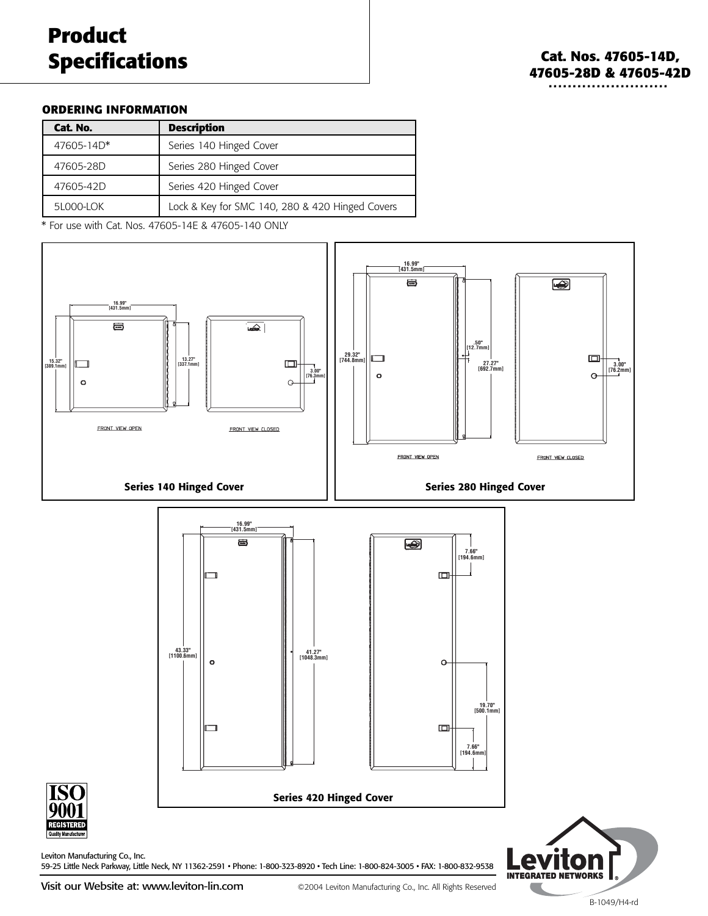# Product Specifications

**Cat. Nos. 47605-14D, 47605-28D & 47605-42D**

## ORDERING INFORMATION

| Cat. No. | Description |
|---|---|
| 47605-14D* | Series 140 Hinged Cover |
| 47605-28D | Series 280 Hinged Cover |
| 47605-42D | Series 420 Hinged Cover |
| 5L000-LOK | Lock & Key for SMC 140, 280 & 420 Hinged Covers |

* For use with Cat. Nos. 47605-14E & 47605-140 ONLY

16.99"
[431.5mm]
15.32"
[389.1mm]
13.27"
[337.1mm]
3.00"
[76.3mm]
FRONT VIEW OPEN
FRONT VIEW CLOSED

**Series 140 Hinged Cover**

16.99"
[431.5mm]
29.32"
[744.8mm]
.50"
[12.7mm]
27.27"
[692.7mm]
3.00"
[76.2mm]
FRONT VIEW OPEN
FRONT VIEW CLOSED

**Series 280 Hinged Cover**

16.99"
[431.5mm]
43.33"
[1100.6mm]
41.27"
[1048.3mm]
7.66"
[194.6mm]
19.70"
[500.1mm]
7.66"
[194.6mm]

**Series 420 Hinged Cover**

Leviton Manufacturing Co., Inc.
59-25 Little Neck Parkway, Little Neck, NY 11362-2591 • Phone: 1-800-323-8920 • Tech Line: 1-800-824-3005 • FAX: 1-800-832-9538

Visit our Website at: www.leviton-lin.com

©2004 Leviton Manufacturing Co., Inc. All Rights Reserved

B-1049/H4-rd